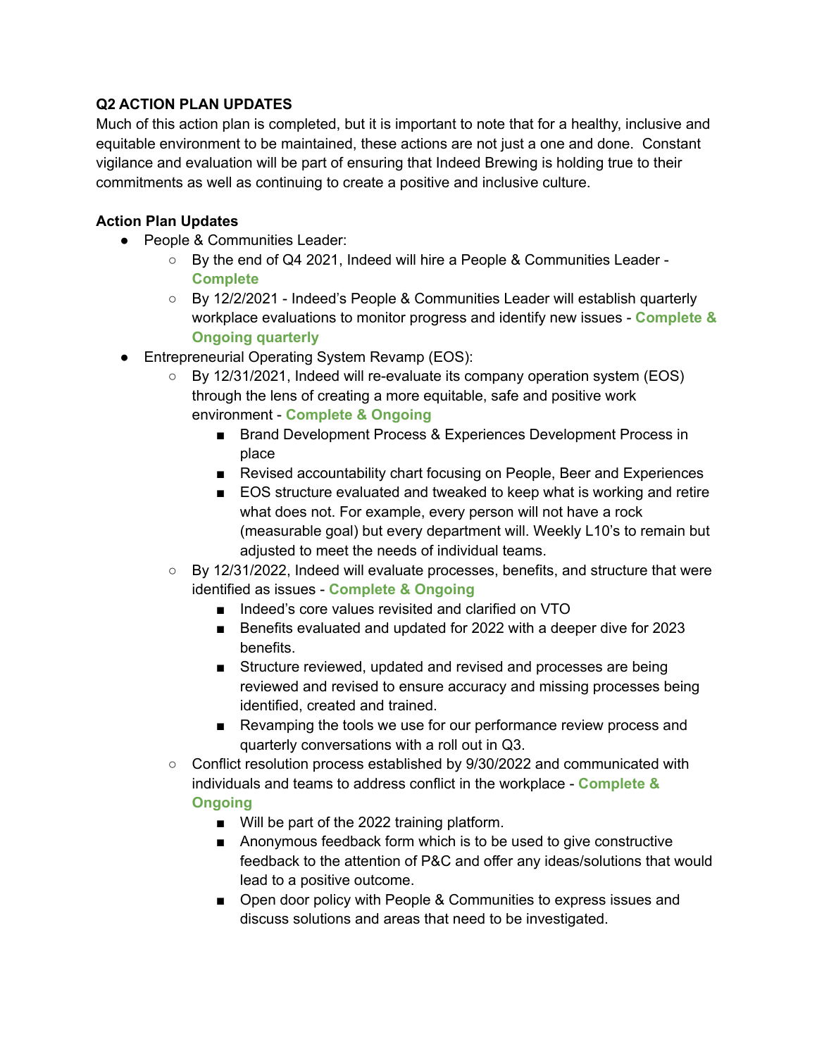**Q2 ACTION PLAN UPDATES**

Much of this action plan is completed, but it is important to note that for a healthy, inclusive and equitable environment to be maintained, these actions are not just a one and done. Constant vigilance and evaluation will be part of ensuring that Indeed Brewing is holding true to their commitments as well as continuing to create a positive and inclusive culture.

**Action Plan Updates**

- People & Communities Leader:
  - By the end of Q4 2021, Indeed will hire a People & Communities Leader - **Complete**
  - By 12/2/2021 - Indeed's People & Communities Leader will establish quarterly workplace evaluations to monitor progress and identify new issues - **Complete & Ongoing quarterly**
- Entrepreneurial Operating System Revamp (EOS):
  - By 12/31/2021, Indeed will re-evaluate its company operation system (EOS) through the lens of creating a more equitable, safe and positive work environment - **Complete & Ongoing**
    - Brand Development Process & Experiences Development Process in place
    - Revised accountability chart focusing on People, Beer and Experiences
    - EOS structure evaluated and tweaked to keep what is working and retire what does not. For example, every person will not have a rock (measurable goal) but every department will. Weekly L10's to remain but adjusted to meet the needs of individual teams.
  - By 12/31/2022, Indeed will evaluate processes, benefits, and structure that were identified as issues - **Complete & Ongoing**
    - Indeed's core values revisited and clarified on VTO
    - Benefits evaluated and updated for 2022 with a deeper dive for 2023 benefits.
    - Structure reviewed, updated and revised and processes are being reviewed and revised to ensure accuracy and missing processes being identified, created and trained.
    - Revamping the tools we use for our performance review process and quarterly conversations with a roll out in Q3.
  - Conflict resolution process established by 9/30/2022 and communicated with individuals and teams to address conflict in the workplace - **Complete & Ongoing**
    - Will be part of the 2022 training platform.
    - Anonymous feedback form which is to be used to give constructive feedback to the attention of P&C and offer any ideas/solutions that would lead to a positive outcome.
    - Open door policy with People & Communities to express issues and discuss solutions and areas that need to be investigated.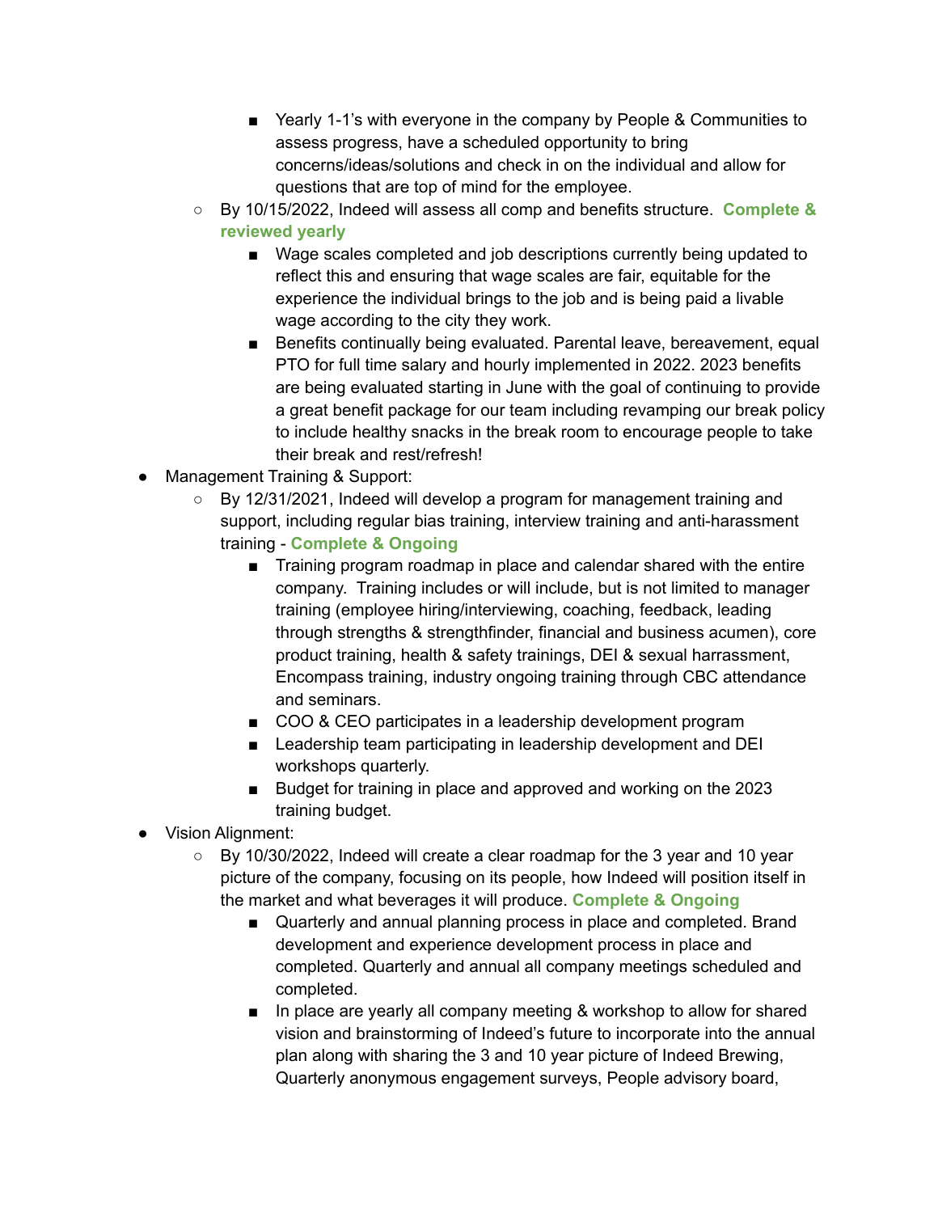- Yearly 1-1's with everyone in the company by People & Communities to assess progress, have a scheduled opportunity to bring concerns/ideas/solutions and check in on the individual and allow for questions that are top of mind for the employee.
    - By 10/15/2022, Indeed will assess all comp and benefits structure. **Complete & reviewed yearly**
        - Wage scales completed and job descriptions currently being updated to reflect this and ensuring that wage scales are fair, equitable for the experience the individual brings to the job and is being paid a livable wage according to the city they work.
        - Benefits continually being evaluated. Parental leave, bereavement, equal PTO for full time salary and hourly implemented in 2022. 2023 benefits are being evaluated starting in June with the goal of continuing to provide a great benefit package for our team including revamping our break policy to include healthy snacks in the break room to encourage people to take their break and rest/refresh!
- Management Training & Support:
    - By 12/31/2021, Indeed will develop a program for management training and support, including regular bias training, interview training and anti-harassment training - **Complete & Ongoing**
        - Training program roadmap in place and calendar shared with the entire company. Training includes or will include, but is not limited to manager training (employee hiring/interviewing, coaching, feedback, leading through strengths & strengthfinder, financial and business acumen), core product training, health & safety trainings, DEI & sexual harrassment, Encompass training, industry ongoing training through CBC attendance and seminars.
        - COO & CEO participates in a leadership development program
        - Leadership team participating in leadership development and DEI workshops quarterly.
        - Budget for training in place and approved and working on the 2023 training budget.
- Vision Alignment:
    - By 10/30/2022, Indeed will create a clear roadmap for the 3 year and 10 year picture of the company, focusing on its people, how Indeed will position itself in the market and what beverages it will produce. **Complete & Ongoing**
        - Quarterly and annual planning process in place and completed. Brand development and experience development process in place and completed. Quarterly and annual all company meetings scheduled and completed.
        - In place are yearly all company meeting & workshop to allow for shared vision and brainstorming of Indeed's future to incorporate into the annual plan along with sharing the 3 and 10 year picture of Indeed Brewing, Quarterly anonymous engagement surveys, People advisory board,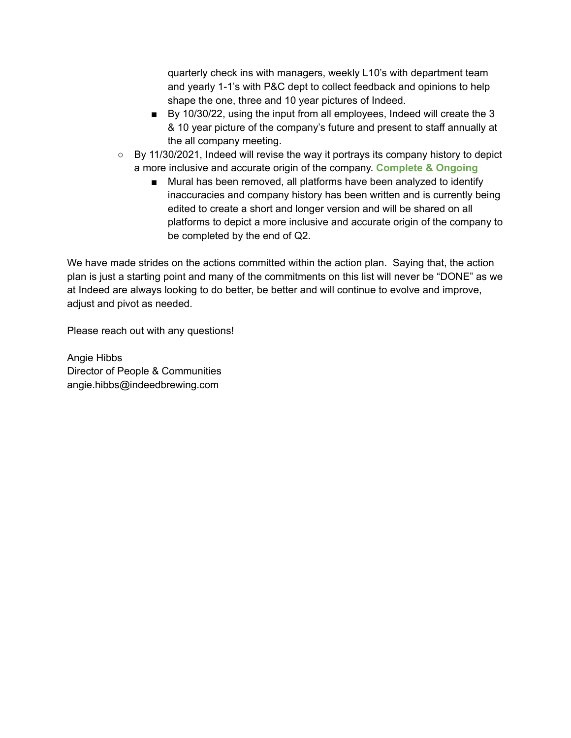- quarterly check ins with managers, weekly L10's with department team and yearly 1-1's with P&C dept to collect feedback and opinions to help shape the one, three and 10 year pictures of Indeed.
        - By 10/30/22, using the input from all employees, Indeed will create the 3 & 10 year picture of the company's future and present to staff annually at the all company meeting.
    - By 11/30/2021, Indeed will revise the way it portrays its company history to depict a more inclusive and accurate origin of the company. **Complete & Ongoing**
        - Mural has been removed, all platforms have been analyzed to identify inaccuracies and company history has been written and is currently being edited to create a short and longer version and will be shared on all platforms to depict a more inclusive and accurate origin of the company to be completed by the end of Q2.

We have made strides on the actions committed within the action plan. Saying that, the action plan is just a starting point and many of the commitments on this list will never be "DONE" as we at Indeed are always looking to do better, be better and will continue to evolve and improve, adjust and pivot as needed.

Please reach out with any questions!

Angie Hibbs
Director of People & Communities
angie.hibbs@indeedbrewing.com